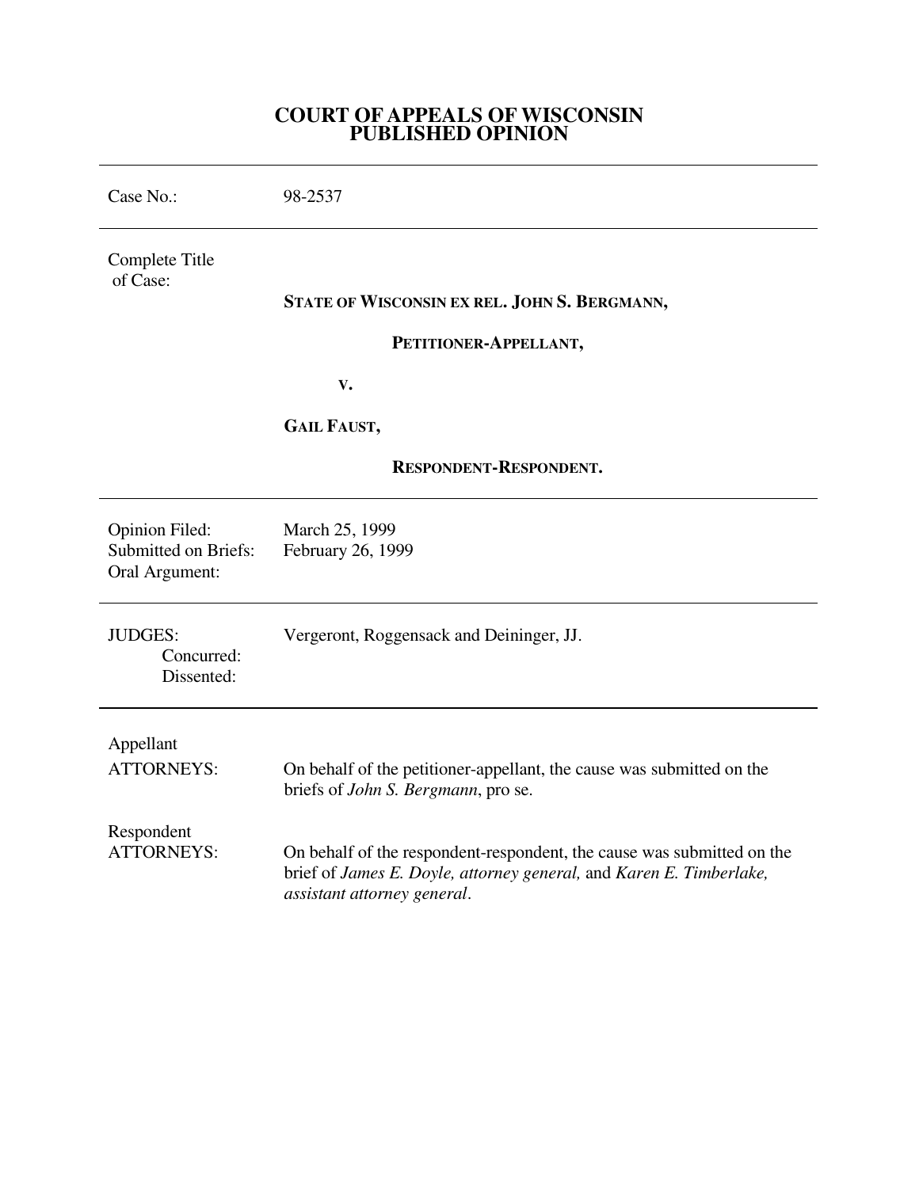# COURT OF APPEALS OF WISCONSIN
# PUBLISHED OPINION

---

| | |
|---|---|
| Case No.: | 98-2537 |
| Complete Title of Case: | **STATE OF WISCONSIN EX REL. JOHN S. BERGMANN,**<br><br>**PETITIONER-APPELLANT,**<br><br>**V.**<br><br>**GAIL FAUST,**<br><br>**RESPONDENT-RESPONDENT.** |
| Opinion Filed:<br>Submitted on Briefs:<br>Oral Argument: | March 25, 1999<br>February 26, 1999 |
| JUDGES:<br>Concurred:<br>Dissented: | Vergeront, Roggensack and Deininger, JJ. |
| Appellant<br>ATTORNEYS: | On behalf of the petitioner-appellant, the cause was submitted on the briefs of *John S. Bergmann*, pro se. |
| Respondent<br>ATTORNEYS: | On behalf of the respondent-respondent, the cause was submitted on the brief of *James E. Doyle, attorney general,* and *Karen E. Timberlake, assistant attorney general*. |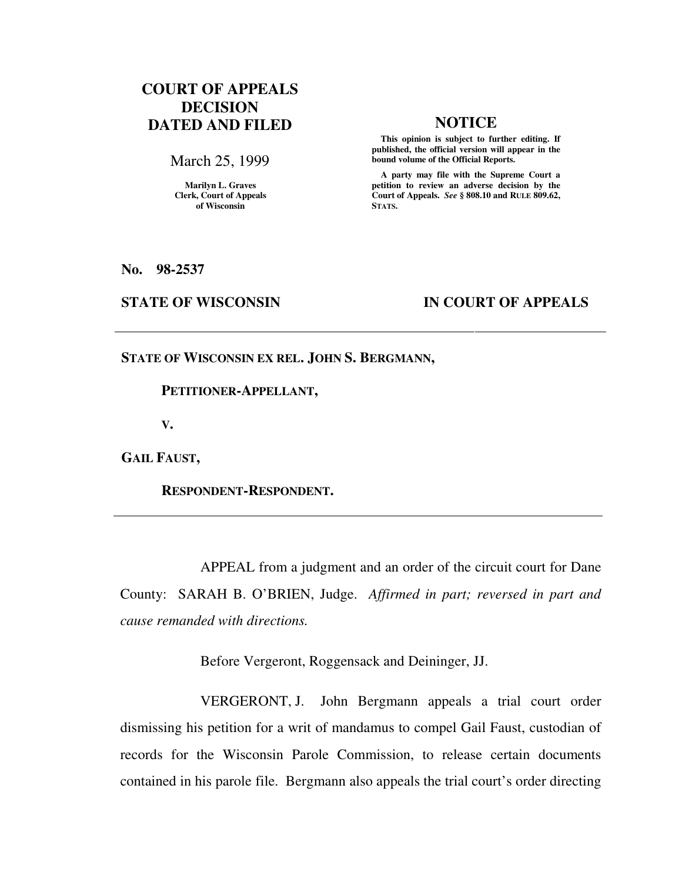**COURT OF APPEALS DECISION DATED AND FILED**

March 25, 1999

Marilyn L. Graves
Clerk, Court of Appeals
of Wisconsin

**NOTICE**

**This opinion is subject to further editing. If published, the official version will appear in the bound volume of the Official Reports.**

**A party may file with the Supreme Court a petition to review an adverse decision by the Court of Appeals.** ***See*** **§ 808.10 and RULE 809.62, STATS.**

**No. 98-2537**

**STATE OF WISCONSIN** **IN COURT OF APPEALS**

---

**STATE OF WISCONSIN EX REL. JOHN S. BERGMANN,**

**PETITIONER-APPELLANT,**

**V.**

**GAIL FAUST,**

**RESPONDENT-RESPONDENT.**

---

APPEAL from a judgment and an order of the circuit court for Dane County: SARAH B. O'BRIEN, Judge. *Affirmed in part; reversed in part and cause remanded with directions.*

Before Vergeront, Roggensack and Deininger, JJ.

VERGERONT, J. John Bergmann appeals a trial court order dismissing his petition for a writ of mandamus to compel Gail Faust, custodian of records for the Wisconsin Parole Commission, to release certain documents contained in his parole file. Bergmann also appeals the trial court's order directing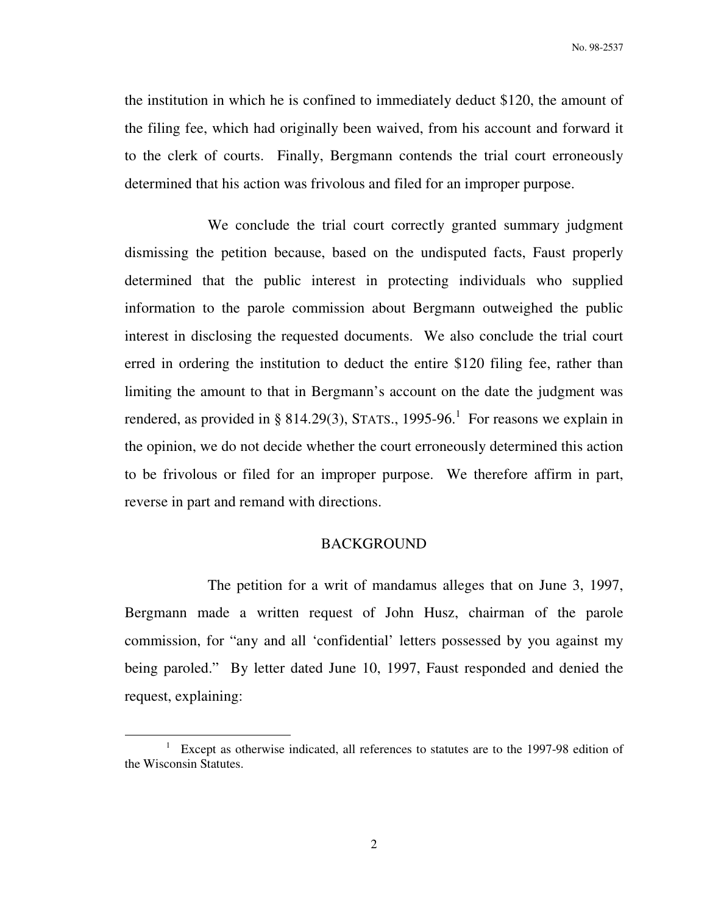the institution in which he is confined to immediately deduct $120, the amount of the filing fee, which had originally been waived, from his account and forward it to the clerk of courts. Finally, Bergmann contends the trial court erroneously determined that his action was frivolous and filed for an improper purpose.

We conclude the trial court correctly granted summary judgment dismissing the petition because, based on the undisputed facts, Faust properly determined that the public interest in protecting individuals who supplied information to the parole commission about Bergmann outweighed the public interest in disclosing the requested documents. We also conclude the trial court erred in ordering the institution to deduct the entire $120 filing fee, rather than limiting the amount to that in Bergmann's account on the date the judgment was rendered, as provided in § 814.29(3), STATS., 1995-96.[1] For reasons we explain in the opinion, we do not decide whether the court erroneously determined this action to be frivolous or filed for an improper purpose. We therefore affirm in part, reverse in part and remand with directions.

## BACKGROUND

The petition for a writ of mandamus alleges that on June 3, 1997, Bergmann made a written request of John Husz, chairman of the parole commission, for "any and all 'confidential' letters possessed by you against my being paroled." By letter dated June 10, 1997, Faust responded and denied the request, explaining:

---

[1] Except as otherwise indicated, all references to statutes are to the 1997-98 edition of the Wisconsin Statutes.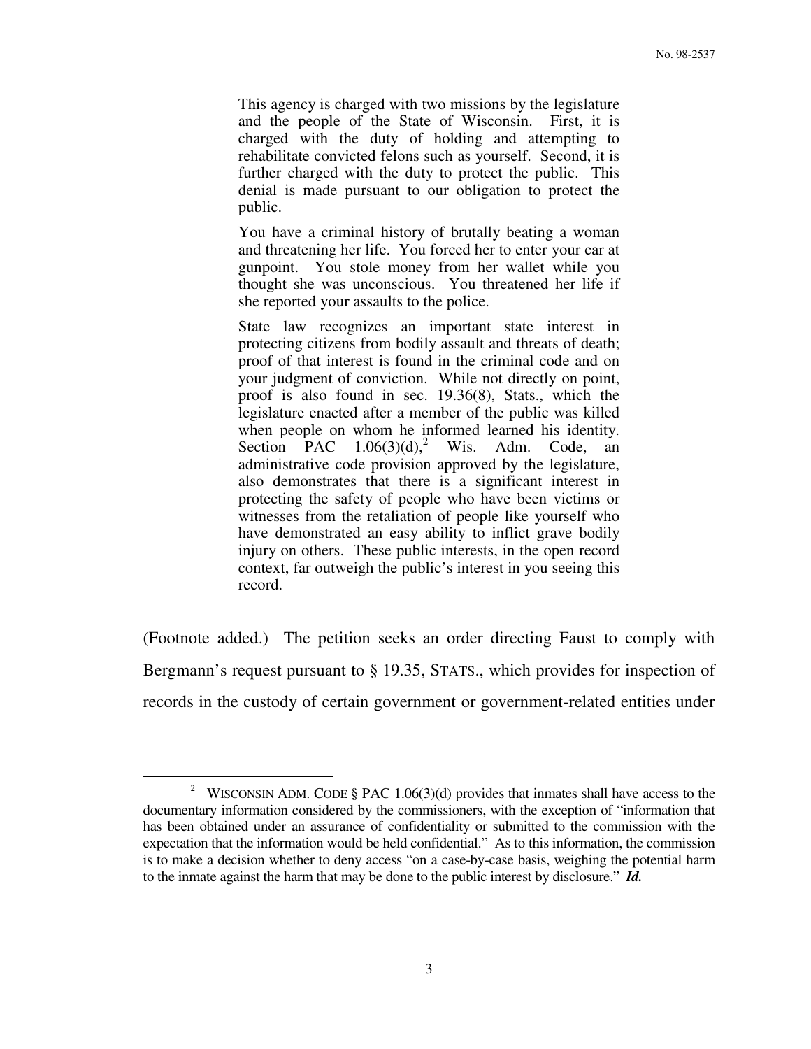> This agency is charged with two missions by the legislature and the people of the State of Wisconsin. First, it is charged with the duty of holding and attempting to rehabilitate convicted felons such as yourself. Second, it is further charged with the duty to protect the public. This denial is made pursuant to our obligation to protect the public.
>
> You have a criminal history of brutally beating a woman and threatening her life. You forced her to enter your car at gunpoint. You stole money from her wallet while you thought she was unconscious. You threatened her life if she reported your assaults to the police.
>
> State law recognizes an important state interest in protecting citizens from bodily assault and threats of death; proof of that interest is found in the criminal code and on your judgment of conviction. While not directly on point, proof is also found in sec. 19.36(8), Stats., which the legislature enacted after a member of the public was killed when people on whom he informed learned his identity. Section PAC 1.06(3)(d),[2] Wis. Adm. Code, an administrative code provision approved by the legislature, also demonstrates that there is a significant interest in protecting the safety of people who have been victims or witnesses from the retaliation of people like yourself who have demonstrated an easy ability to inflict grave bodily injury on others. These public interests, in the open record context, far outweigh the public's interest in you seeing this record.

(Footnote added.) The petition seeks an order directing Faust to comply with Bergmann's request pursuant to § 19.35, STATS., which provides for inspection of records in the custody of certain government or government-related entities under

---

[2] WISCONSIN ADM. CODE § PAC 1.06(3)(d) provides that inmates shall have access to the documentary information considered by the commissioners, with the exception of "information that has been obtained under an assurance of confidentiality or submitted to the commission with the expectation that the information would be held confidential." As to this information, the commission is to make a decision whether to deny access "on a case-by-case basis, weighing the potential harm to the inmate against the harm that may be done to the public interest by disclosure." ***Id.***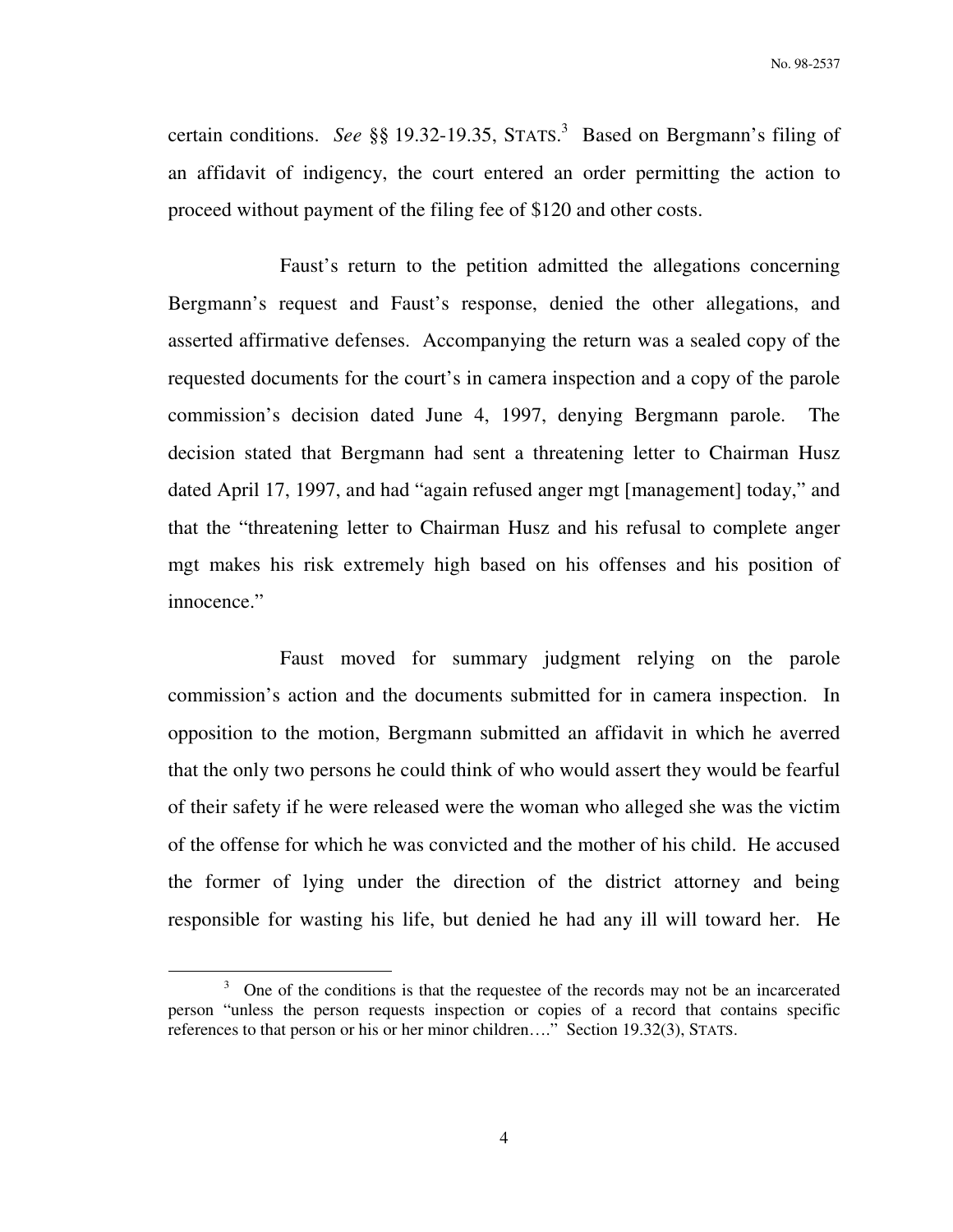certain conditions. *See* §§ 19.32-19.35, STATS.[3] Based on Bergmann's filing of an affidavit of indigency, the court entered an order permitting the action to proceed without payment of the filing fee of $120 and other costs.

Faust's return to the petition admitted the allegations concerning Bergmann's request and Faust's response, denied the other allegations, and asserted affirmative defenses. Accompanying the return was a sealed copy of the requested documents for the court's in camera inspection and a copy of the parole commission's decision dated June 4, 1997, denying Bergmann parole. The decision stated that Bergmann had sent a threatening letter to Chairman Husz dated April 17, 1997, and had "again refused anger mgt [management] today," and that the "threatening letter to Chairman Husz and his refusal to complete anger mgt makes his risk extremely high based on his offenses and his position of innocence."

Faust moved for summary judgment relying on the parole commission's action and the documents submitted for in camera inspection. In opposition to the motion, Bergmann submitted an affidavit in which he averred that the only two persons he could think of who would assert they would be fearful of their safety if he were released were the woman who alleged she was the victim of the offense for which he was convicted and the mother of his child. He accused the former of lying under the direction of the district attorney and being responsible for wasting his life, but denied he had any ill will toward her. He

---

[3] One of the conditions is that the requestee of the records may not be an incarcerated person "unless the person requests inspection or copies of a record that contains specific references to that person or his or her minor children…." Section 19.32(3), STATS.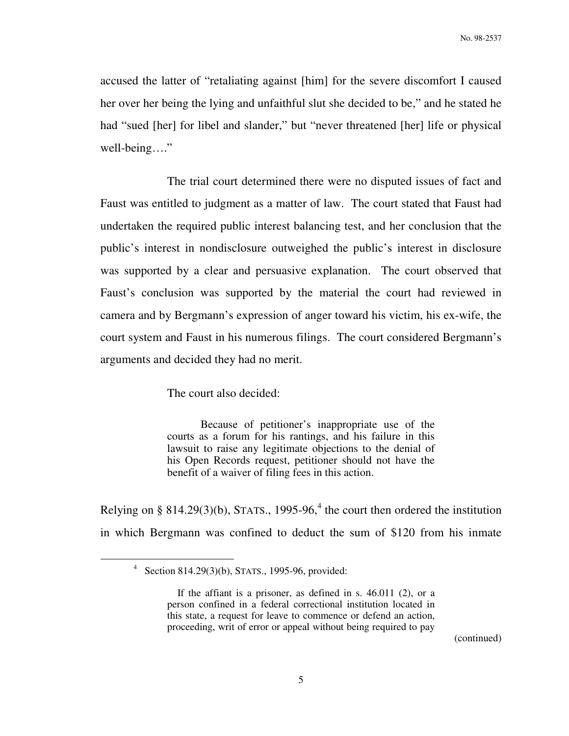accused the latter of "retaliating against [him] for the severe discomfort I caused her over her being the lying and unfaithful slut she decided to be," and he stated he had "sued [her] for libel and slander," but "never threatened [her] life or physical well-being…."

The trial court determined there were no disputed issues of fact and Faust was entitled to judgment as a matter of law. The court stated that Faust had undertaken the required public interest balancing test, and her conclusion that the public's interest in nondisclosure outweighed the public's interest in disclosure was supported by a clear and persuasive explanation. The court observed that Faust's conclusion was supported by the material the court had reviewed in camera and by Bergmann's expression of anger toward his victim, his ex-wife, the court system and Faust in his numerous filings. The court considered Bergmann's arguments and decided they had no merit.

The court also decided:

> Because of petitioner's inappropriate use of the courts as a forum for his rantings, and his failure in this lawsuit to raise any legitimate objections to the denial of his Open Records request, petitioner should not have the benefit of a waiver of filing fees in this action.

Relying on § 814.29(3)(b), STATS., 1995-96,[4] the court then ordered the institution in which Bergmann was confined to deduct the sum of $120 from his inmate

---

[4] Section 814.29(3)(b), STATS., 1995-96, provided:

> If the affiant is a prisoner, as defined in s. 46.011 (2), or a person confined in a federal correctional institution located in this state, a request for leave to commence or defend an action, proceeding, writ of error or appeal without being required to pay

(continued)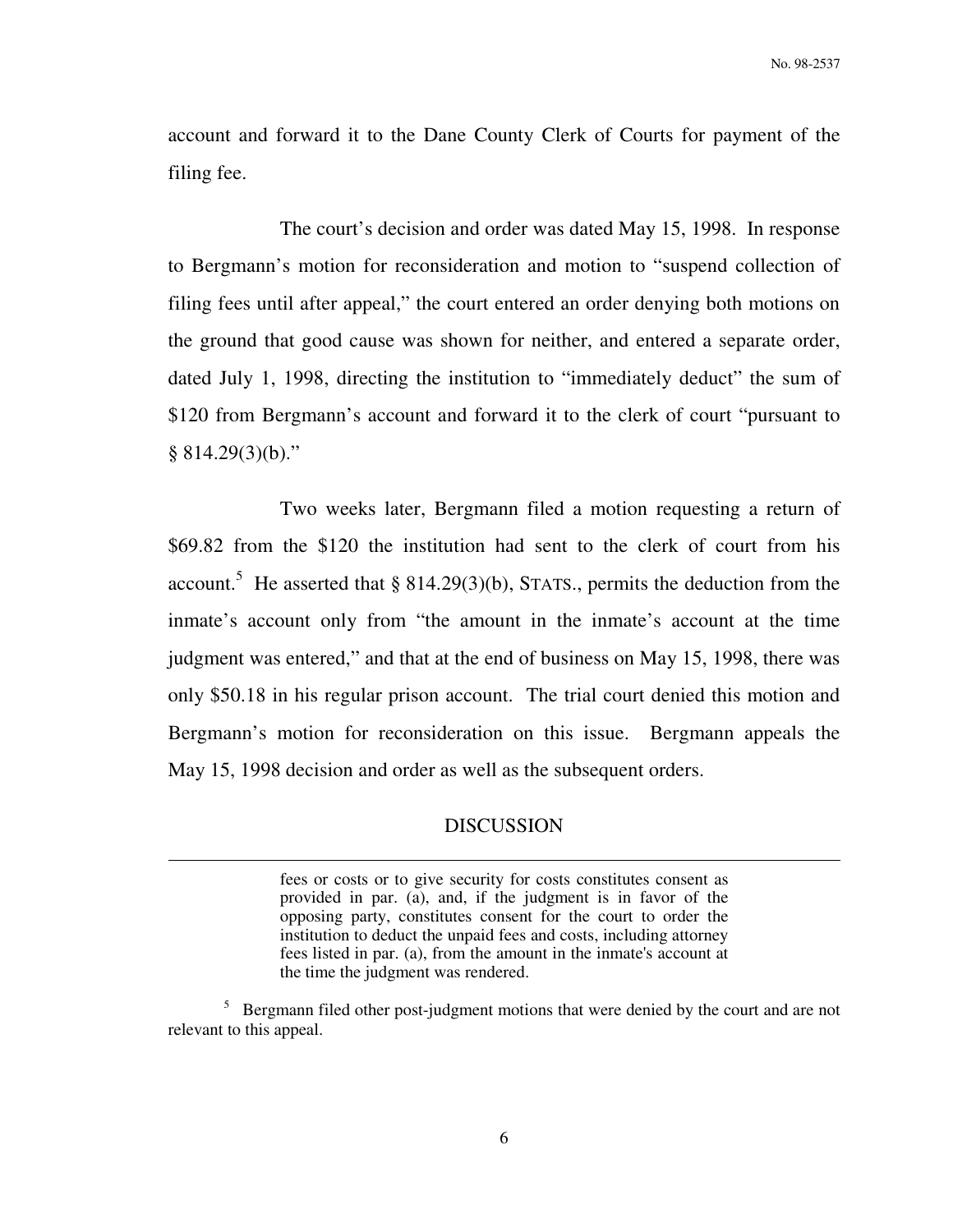account and forward it to the Dane County Clerk of Courts for payment of the filing fee.

The court's decision and order was dated May 15, 1998. In response to Bergmann's motion for reconsideration and motion to "suspend collection of filing fees until after appeal," the court entered an order denying both motions on the ground that good cause was shown for neither, and entered a separate order, dated July 1, 1998, directing the institution to "immediately deduct" the sum of \$120 from Bergmann's account and forward it to the clerk of court "pursuant to § 814.29(3)(b)."

Two weeks later, Bergmann filed a motion requesting a return of \$69.82 from the \$120 the institution had sent to the clerk of court from his account.[5] He asserted that § 814.29(3)(b), STATS., permits the deduction from the inmate's account only from "the amount in the inmate's account at the time judgment was entered," and that at the end of business on May 15, 1998, there was only \$50.18 in his regular prison account. The trial court denied this motion and Bergmann's motion for reconsideration on this issue. Bergmann appeals the May 15, 1998 decision and order as well as the subsequent orders.

## DISCUSSION

---

> fees or costs or to give security for costs constitutes consent as provided in par. (a), and, if the judgment is in favor of the opposing party, constitutes consent for the court to order the institution to deduct the unpaid fees and costs, including attorney fees listed in par. (a), from the amount in the inmate's account at the time the judgment was rendered.

[5] Bergmann filed other post-judgment motions that were denied by the court and are not relevant to this appeal.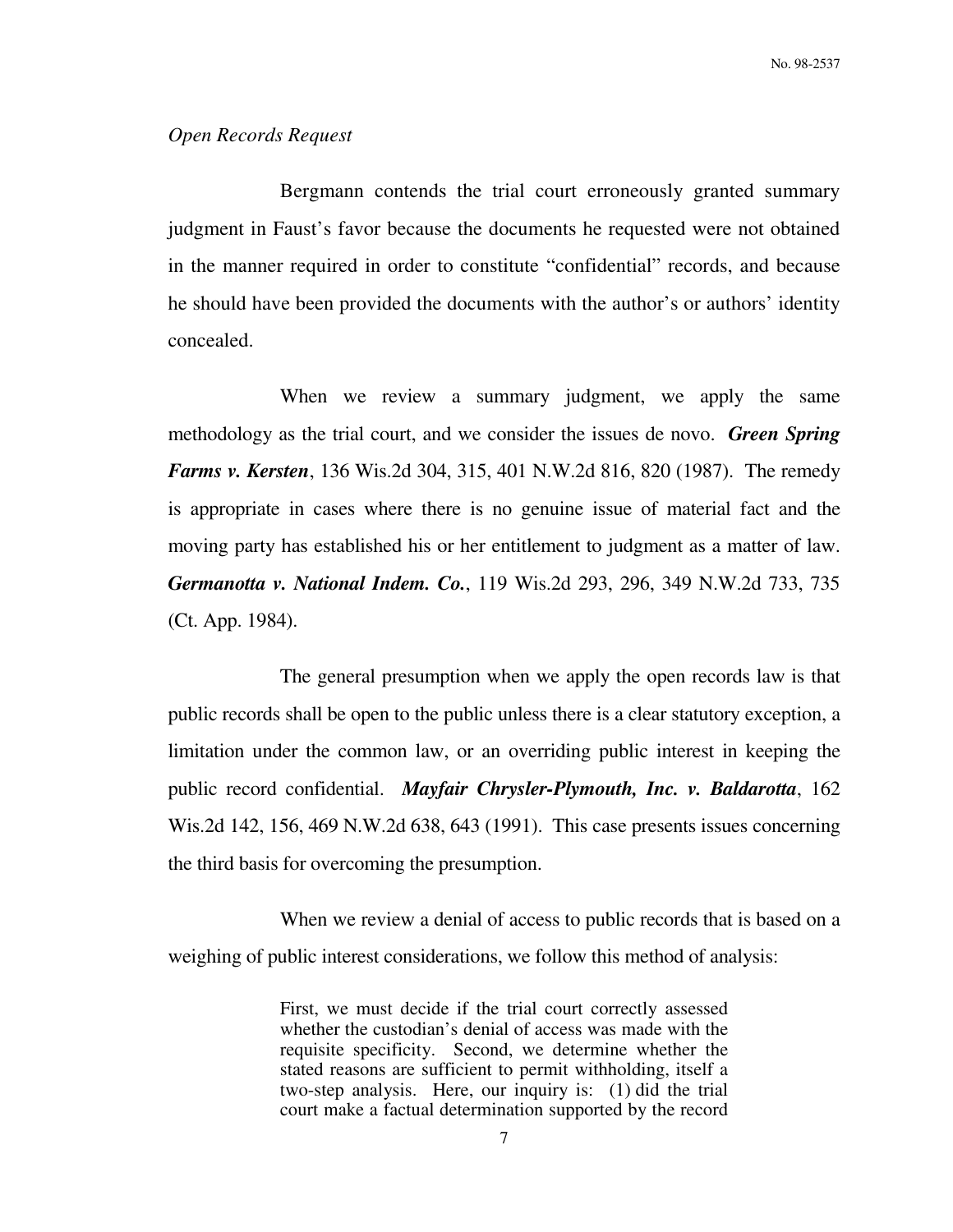*Open Records Request*

Bergmann contends the trial court erroneously granted summary judgment in Faust's favor because the documents he requested were not obtained in the manner required in order to constitute "confidential" records, and because he should have been provided the documents with the author's or authors' identity concealed.

When we review a summary judgment, we apply the same methodology as the trial court, and we consider the issues de novo. ***Green Spring Farms v. Kersten***, 136 Wis.2d 304, 315, 401 N.W.2d 816, 820 (1987). The remedy is appropriate in cases where there is no genuine issue of material fact and the moving party has established his or her entitlement to judgment as a matter of law. ***Germanotta v. National Indem. Co.***, 119 Wis.2d 293, 296, 349 N.W.2d 733, 735 (Ct. App. 1984).

The general presumption when we apply the open records law is that public records shall be open to the public unless there is a clear statutory exception, a limitation under the common law, or an overriding public interest in keeping the public record confidential. ***Mayfair Chrysler-Plymouth, Inc. v. Baldarotta***, 162 Wis.2d 142, 156, 469 N.W.2d 638, 643 (1991). This case presents issues concerning the third basis for overcoming the presumption.

When we review a denial of access to public records that is based on a weighing of public interest considerations, we follow this method of analysis:

> First, we must decide if the trial court correctly assessed whether the custodian's denial of access was made with the requisite specificity. Second, we determine whether the stated reasons are sufficient to permit withholding, itself a two-step analysis. Here, our inquiry is: (1) did the trial court make a factual determination supported by the record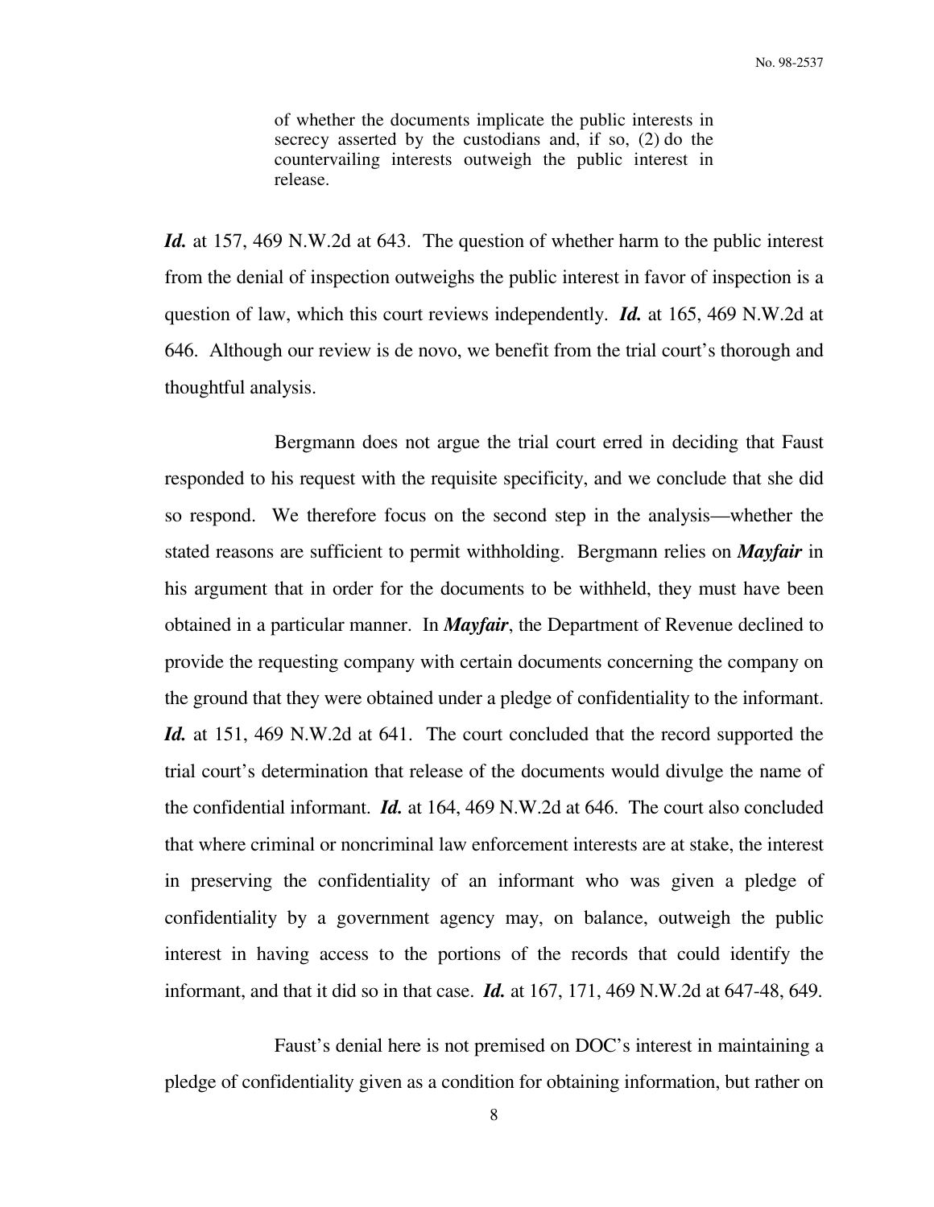> of whether the documents implicate the public interests in secrecy asserted by the custodians and, if so, (2) do the countervailing interests outweigh the public interest in release.

***Id.*** at 157, 469 N.W.2d at 643. The question of whether harm to the public interest from the denial of inspection outweighs the public interest in favor of inspection is a question of law, which this court reviews independently. ***Id.*** at 165, 469 N.W.2d at 646. Although our review is de novo, we benefit from the trial court's thorough and thoughtful analysis.

Bergmann does not argue the trial court erred in deciding that Faust responded to his request with the requisite specificity, and we conclude that she did so respond. We therefore focus on the second step in the analysis—whether the stated reasons are sufficient to permit withholding. Bergmann relies on ***Mayfair*** in his argument that in order for the documents to be withheld, they must have been obtained in a particular manner. In ***Mayfair***, the Department of Revenue declined to provide the requesting company with certain documents concerning the company on the ground that they were obtained under a pledge of confidentiality to the informant. ***Id.*** at 151, 469 N.W.2d at 641. The court concluded that the record supported the trial court's determination that release of the documents would divulge the name of the confidential informant. ***Id.*** at 164, 469 N.W.2d at 646. The court also concluded that where criminal or noncriminal law enforcement interests are at stake, the interest in preserving the confidentiality of an informant who was given a pledge of confidentiality by a government agency may, on balance, outweigh the public interest in having access to the portions of the records that could identify the informant, and that it did so in that case. ***Id.*** at 167, 171, 469 N.W.2d at 647-48, 649.

Faust's denial here is not premised on DOC's interest in maintaining a pledge of confidentiality given as a condition for obtaining information, but rather on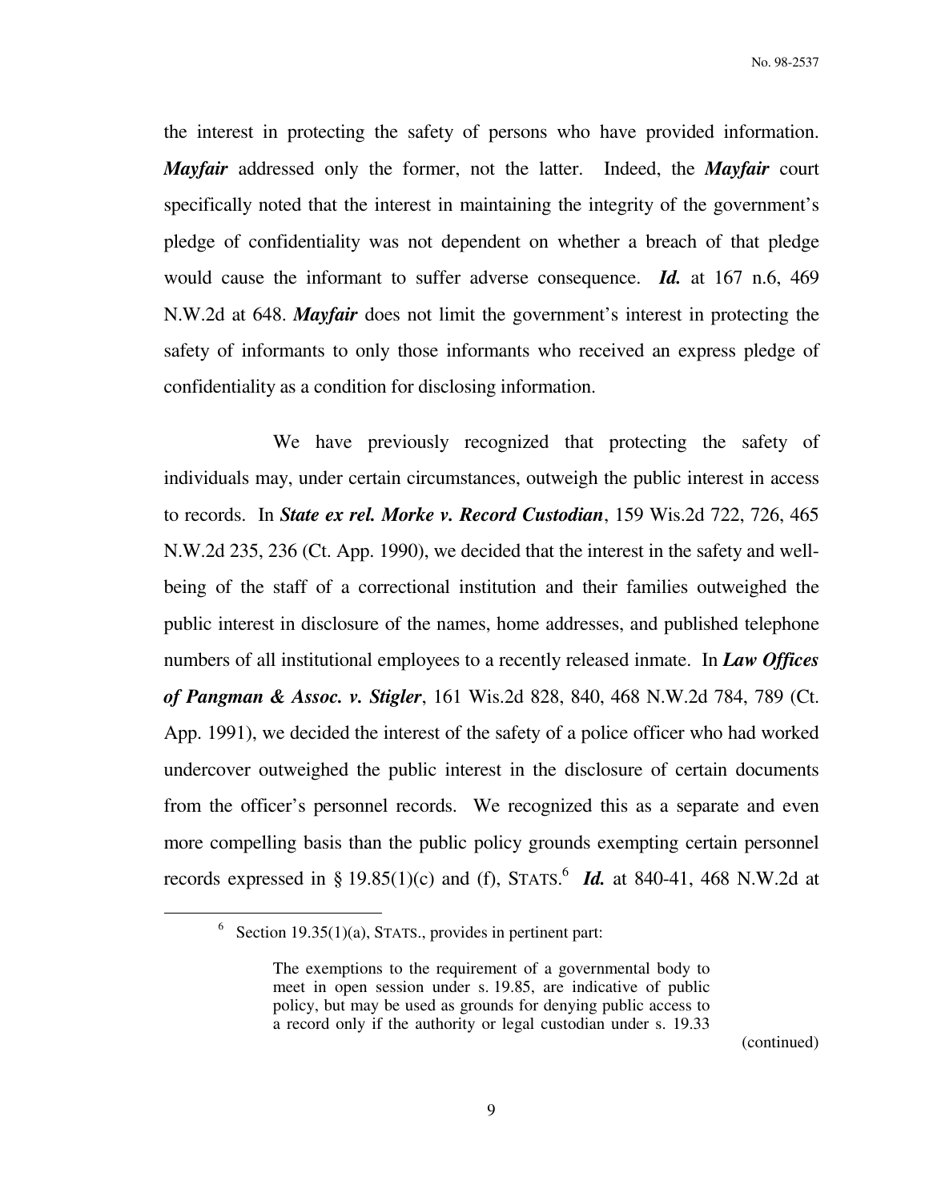the interest in protecting the safety of persons who have provided information. ***Mayfair*** addressed only the former, not the latter. Indeed, the ***Mayfair*** court specifically noted that the interest in maintaining the integrity of the government's pledge of confidentiality was not dependent on whether a breach of that pledge would cause the informant to suffer adverse consequence. ***Id.*** at 167 n.6, 469 N.W.2d at 648. ***Mayfair*** does not limit the government's interest in protecting the safety of informants to only those informants who received an express pledge of confidentiality as a condition for disclosing information.

We have previously recognized that protecting the safety of individuals may, under certain circumstances, outweigh the public interest in access to records. In ***State ex rel. Morke v. Record Custodian***, 159 Wis.2d 722, 726, 465 N.W.2d 235, 236 (Ct. App. 1990), we decided that the interest in the safety and well-being of the staff of a correctional institution and their families outweighed the public interest in disclosure of the names, home addresses, and published telephone numbers of all institutional employees to a recently released inmate. In ***Law Offices of Pangman & Assoc. v. Stigler***, 161 Wis.2d 828, 840, 468 N.W.2d 784, 789 (Ct. App. 1991), we decided the interest of the safety of a police officer who had worked undercover outweighed the public interest in the disclosure of certain documents from the officer's personnel records. We recognized this as a separate and even more compelling basis than the public policy grounds exempting certain personnel records expressed in § 19.85(1)(c) and (f), STATS.[6] ***Id.*** at 840-41, 468 N.W.2d at

---

[6] Section 19.35(1)(a), STATS., provides in pertinent part:

> The exemptions to the requirement of a governmental body to meet in open session under s. 19.85, are indicative of public policy, but may be used as grounds for denying public access to a record only if the authority or legal custodian under s. 19.33

(continued)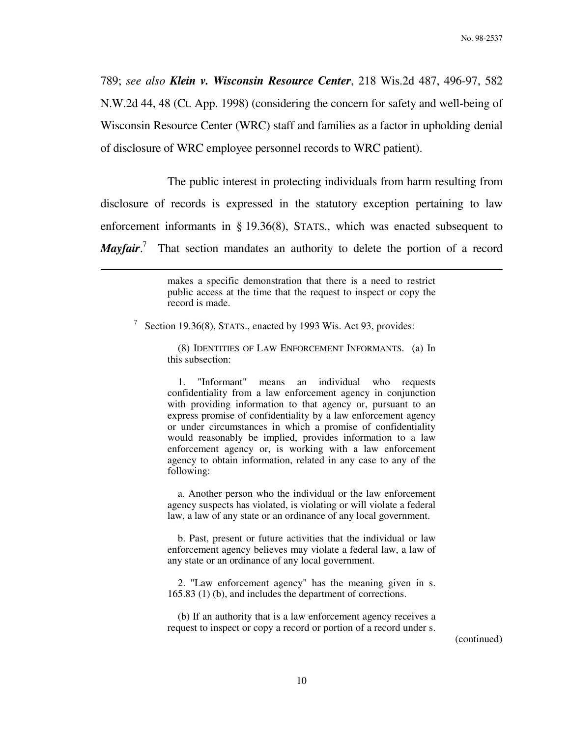789; *see also* ***Klein v. Wisconsin Resource Center***, 218 Wis.2d 487, 496-97, 582 N.W.2d 44, 48 (Ct. App. 1998) (considering the concern for safety and well-being of Wisconsin Resource Center (WRC) staff and families as a factor in upholding denial of disclosure of WRC employee personnel records to WRC patient).

The public interest in protecting individuals from harm resulting from disclosure of records is expressed in the statutory exception pertaining to law enforcement informants in § 19.36(8), STATS., which was enacted subsequent to ***Mayfair***.[7] That section mandates an authority to delete the portion of a record

---

> makes a specific demonstration that there is a need to restrict public access at the time that the request to inspect or copy the record is made.

[7] Section 19.36(8), STATS., enacted by 1993 Wis. Act 93, provides:

> (8) IDENTITIES OF LAW ENFORCEMENT INFORMANTS. (a) In this subsection:
>
> 1. "Informant" means an individual who requests confidentiality from a law enforcement agency in conjunction with providing information to that agency or, pursuant to an express promise of confidentiality by a law enforcement agency or under circumstances in which a promise of confidentiality would reasonably be implied, provides information to a law enforcement agency or, is working with a law enforcement agency to obtain information, related in any case to any of the following:
>
> a. Another person who the individual or the law enforcement agency suspects has violated, is violating or will violate a federal law, a law of any state or an ordinance of any local government.
>
> b. Past, present or future activities that the individual or law enforcement agency believes may violate a federal law, a law of any state or an ordinance of any local government.
>
> 2. "Law enforcement agency" has the meaning given in s. 165.83 (1) (b), and includes the department of corrections.
>
> (b) If an authority that is a law enforcement agency receives a request to inspect or copy a record or portion of a record under s.

(continued)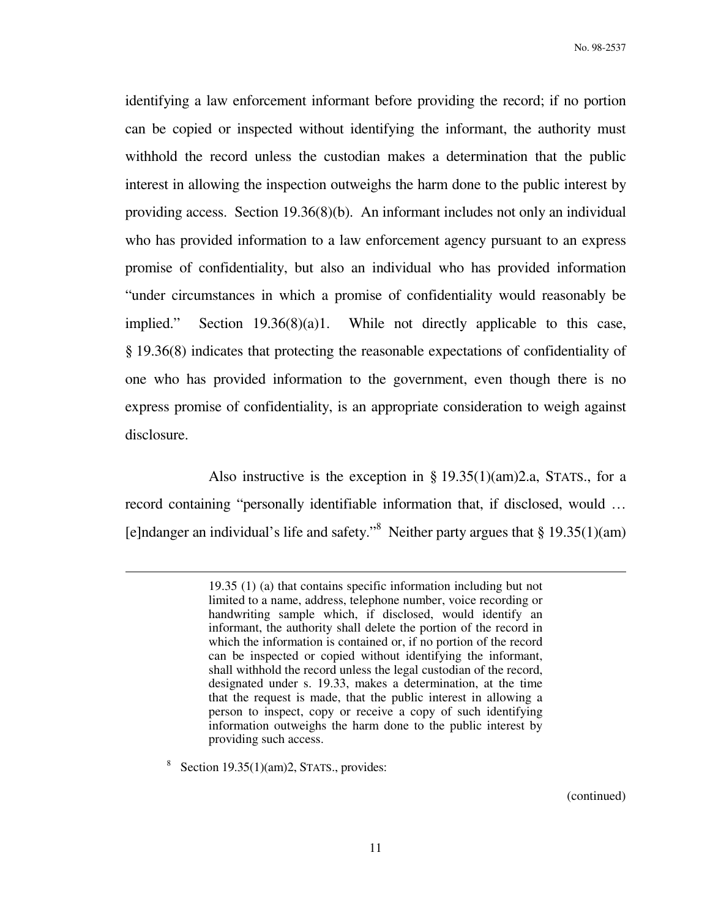identifying a law enforcement informant before providing the record; if no portion can be copied or inspected without identifying the informant, the authority must withhold the record unless the custodian makes a determination that the public interest in allowing the inspection outweighs the harm done to the public interest by providing access. Section 19.36(8)(b). An informant includes not only an individual who has provided information to a law enforcement agency pursuant to an express promise of confidentiality, but also an individual who has provided information "under circumstances in which a promise of confidentiality would reasonably be implied." Section 19.36(8)(a)1. While not directly applicable to this case, § 19.36(8) indicates that protecting the reasonable expectations of confidentiality of one who has provided information to the government, even though there is no express promise of confidentiality, is an appropriate consideration to weigh against disclosure.

Also instructive is the exception in § 19.35(1)(am)2.a, STATS., for a record containing "personally identifiable information that, if disclosed, would … [e]ndanger an individual's life and safety."[8] Neither party argues that § 19.35(1)(am)

---

> 19.35 (1) (a) that contains specific information including but not limited to a name, address, telephone number, voice recording or handwriting sample which, if disclosed, would identify an informant, the authority shall delete the portion of the record in which the information is contained or, if no portion of the record can be inspected or copied without identifying the informant, shall withhold the record unless the legal custodian of the record, designated under s. 19.33, makes a determination, at the time that the request is made, that the public interest in allowing a person to inspect, copy or receive a copy of such identifying information outweighs the harm done to the public interest by providing such access.

[8] Section 19.35(1)(am)2, STATS., provides:

(continued)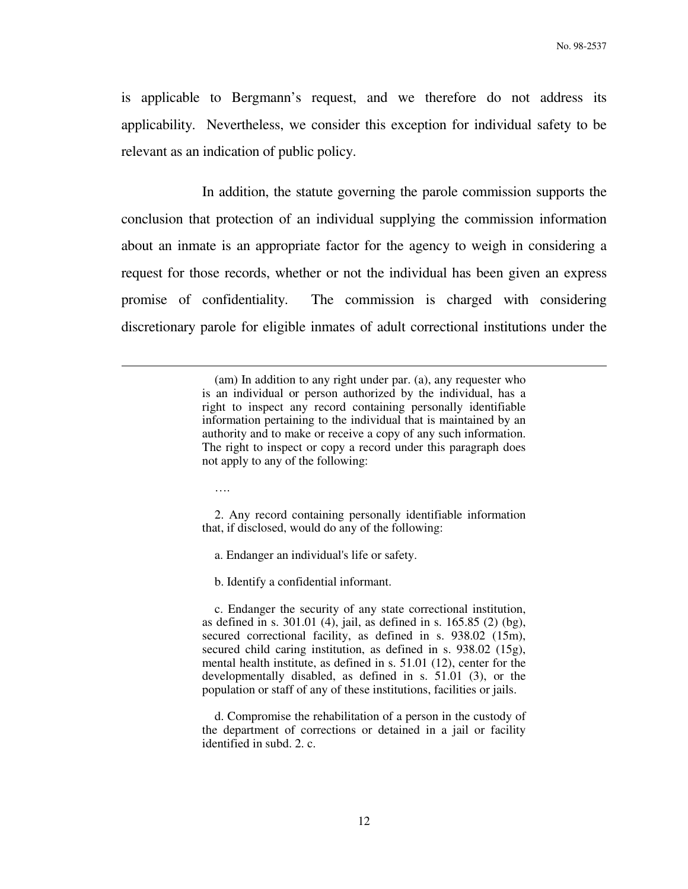is applicable to Bergmann's request, and we therefore do not address its applicability. Nevertheless, we consider this exception for individual safety to be relevant as an indication of public policy.

In addition, the statute governing the parole commission supports the conclusion that protection of an individual supplying the commission information about an inmate is an appropriate factor for the agency to weigh in considering a request for those records, whether or not the individual has been given an express promise of confidentiality. The commission is charged with considering discretionary parole for eligible inmates of adult correctional institutions under the

---

> (am) In addition to any right under par. (a), any requester who is an individual or person authorized by the individual, has a right to inspect any record containing personally identifiable information pertaining to the individual that is maintained by an authority and to make or receive a copy of any such information. The right to inspect or copy a record under this paragraph does not apply to any of the following:
>
> ….
>
> 2. Any record containing personally identifiable information that, if disclosed, would do any of the following:
>
> a. Endanger an individual's life or safety.
>
> b. Identify a confidential informant.
>
> c. Endanger the security of any state correctional institution, as defined in s. 301.01 (4), jail, as defined in s. 165.85 (2) (bg), secured correctional facility, as defined in s. 938.02 (15m), secured child caring institution, as defined in s. 938.02 (15g), mental health institute, as defined in s. 51.01 (12), center for the developmentally disabled, as defined in s. 51.01 (3), or the population or staff of any of these institutions, facilities or jails.
>
> d. Compromise the rehabilitation of a person in the custody of the department of corrections or detained in a jail or facility identified in subd. 2. c.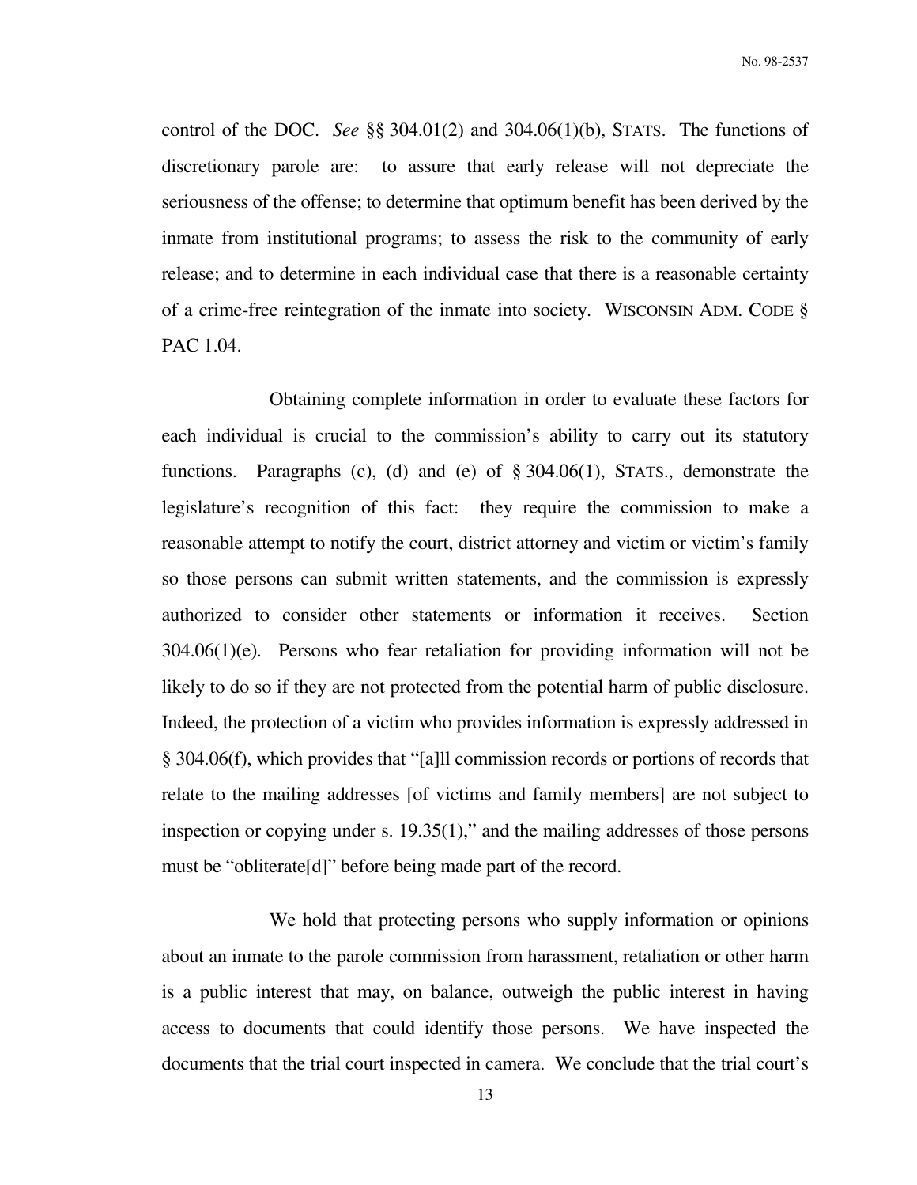control of the DOC. *See* §§ 304.01(2) and 304.06(1)(b), STATS. The functions of discretionary parole are: to assure that early release will not depreciate the seriousness of the offense; to determine that optimum benefit has been derived by the inmate from institutional programs; to assess the risk to the community of early release; and to determine in each individual case that there is a reasonable certainty of a crime-free reintegration of the inmate into society. WISCONSIN ADM. CODE § PAC 1.04.

Obtaining complete information in order to evaluate these factors for each individual is crucial to the commission's ability to carry out its statutory functions. Paragraphs (c), (d) and (e) of § 304.06(1), STATS., demonstrate the legislature's recognition of this fact: they require the commission to make a reasonable attempt to notify the court, district attorney and victim or victim's family so those persons can submit written statements, and the commission is expressly authorized to consider other statements or information it receives. Section 304.06(1)(e). Persons who fear retaliation for providing information will not be likely to do so if they are not protected from the potential harm of public disclosure. Indeed, the protection of a victim who provides information is expressly addressed in § 304.06(f), which provides that "[a]ll commission records or portions of records that relate to the mailing addresses [of victims and family members] are not subject to inspection or copying under s. 19.35(1)," and the mailing addresses of those persons must be "obliterate[d]" before being made part of the record.

We hold that protecting persons who supply information or opinions about an inmate to the parole commission from harassment, retaliation or other harm is a public interest that may, on balance, outweigh the public interest in having access to documents that could identify those persons. We have inspected the documents that the trial court inspected in camera. We conclude that the trial court's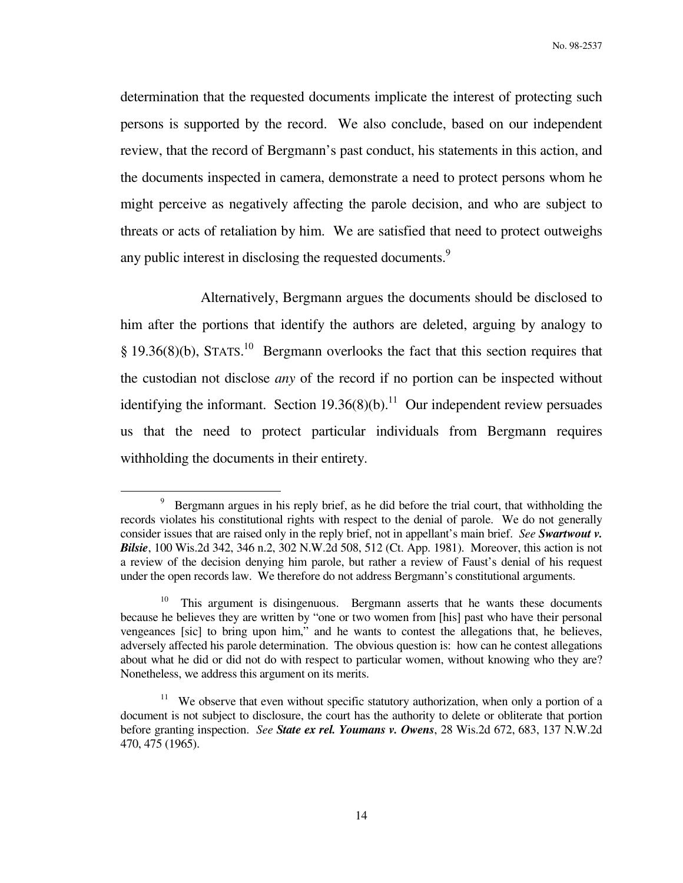determination that the requested documents implicate the interest of protecting such persons is supported by the record. We also conclude, based on our independent review, that the record of Bergmann's past conduct, his statements in this action, and the documents inspected in camera, demonstrate a need to protect persons whom he might perceive as negatively affecting the parole decision, and who are subject to threats or acts of retaliation by him. We are satisfied that need to protect outweighs any public interest in disclosing the requested documents.[9]

Alternatively, Bergmann argues the documents should be disclosed to him after the portions that identify the authors are deleted, arguing by analogy to § 19.36(8)(b), STATS.[10] Bergmann overlooks the fact that this section requires that the custodian not disclose *any* of the record if no portion can be inspected without identifying the informant. Section 19.36(8)(b).[11] Our independent review persuades us that the need to protect particular individuals from Bergmann requires withholding the documents in their entirety.

---

[9] Bergmann argues in his reply brief, as he did before the trial court, that withholding the records violates his constitutional rights with respect to the denial of parole. We do not generally consider issues that are raised only in the reply brief, not in appellant's main brief. *See* ***Swartwout v. Bilsie***, 100 Wis.2d 342, 346 n.2, 302 N.W.2d 508, 512 (Ct. App. 1981). Moreover, this action is not a review of the decision denying him parole, but rather a review of Faust's denial of his request under the open records law. We therefore do not address Bergmann's constitutional arguments.

[10] This argument is disingenuous. Bergmann asserts that he wants these documents because he believes they are written by "one or two women from [his] past who have their personal vengeances [sic] to bring upon him," and he wants to contest the allegations that, he believes, adversely affected his parole determination. The obvious question is: how can he contest allegations about what he did or did not do with respect to particular women, without knowing who they are? Nonetheless, we address this argument on its merits.

[11] We observe that even without specific statutory authorization, when only a portion of a document is not subject to disclosure, the court has the authority to delete or obliterate that portion before granting inspection. *See* ***State ex rel. Youmans v. Owens***, 28 Wis.2d 672, 683, 137 N.W.2d 470, 475 (1965).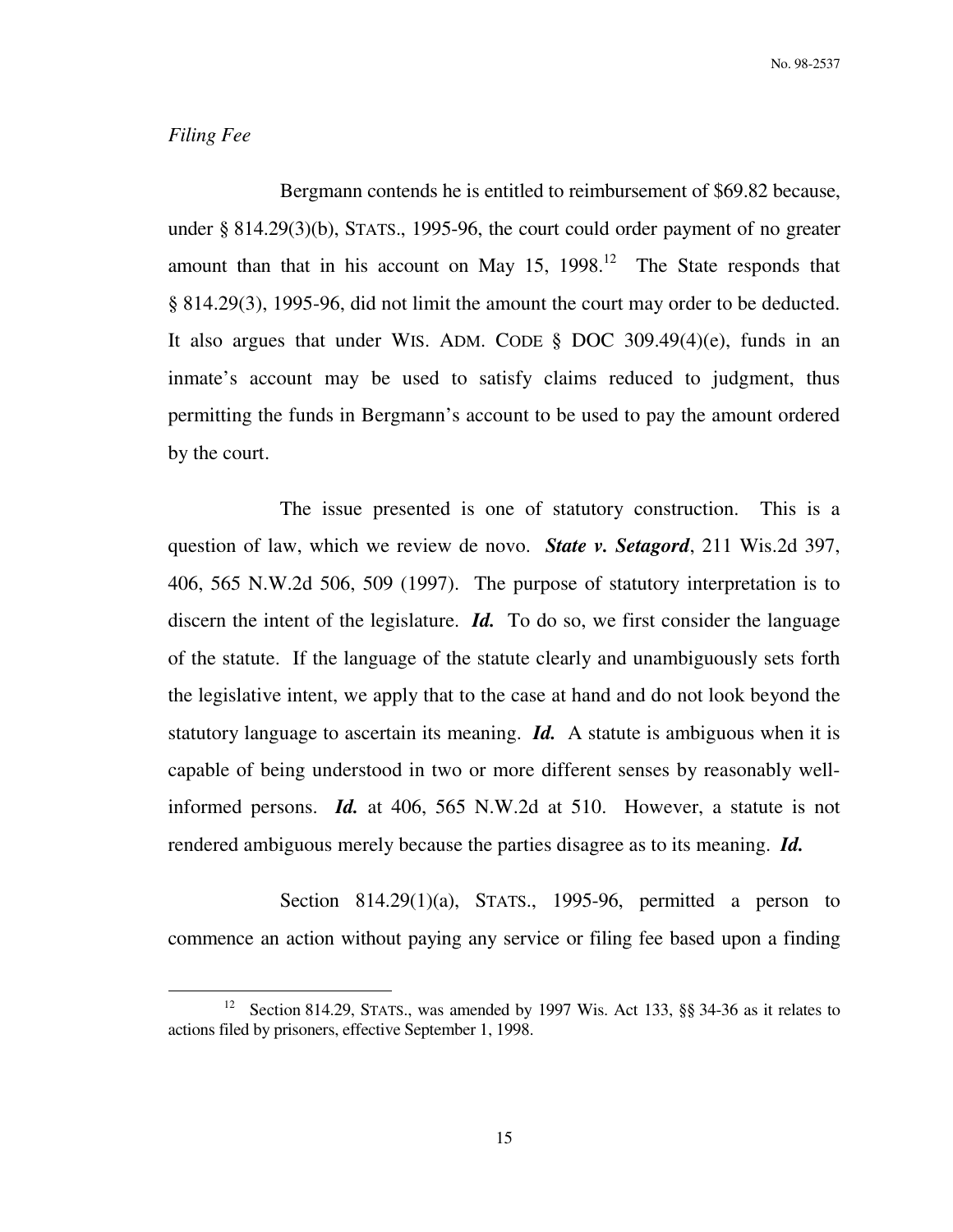*Filing Fee*

Bergmann contends he is entitled to reimbursement of $69.82 because, under § 814.29(3)(b), STATS., 1995-96, the court could order payment of no greater amount than that in his account on May 15, 1998.[12] The State responds that § 814.29(3), 1995-96, did not limit the amount the court may order to be deducted. It also argues that under WIS. ADM. CODE § DOC 309.49(4)(e), funds in an inmate's account may be used to satisfy claims reduced to judgment, thus permitting the funds in Bergmann's account to be used to pay the amount ordered by the court.

The issue presented is one of statutory construction. This is a question of law, which we review de novo. ***State v. Setagord***, 211 Wis.2d 397, 406, 565 N.W.2d 506, 509 (1997). The purpose of statutory interpretation is to discern the intent of the legislature. ***Id.*** To do so, we first consider the language of the statute. If the language of the statute clearly and unambiguously sets forth the legislative intent, we apply that to the case at hand and do not look beyond the statutory language to ascertain its meaning. ***Id.*** A statute is ambiguous when it is capable of being understood in two or more different senses by reasonably well-informed persons. ***Id.*** at 406, 565 N.W.2d at 510. However, a statute is not rendered ambiguous merely because the parties disagree as to its meaning. ***Id.***

Section 814.29(1)(a), STATS., 1995-96, permitted a person to commence an action without paying any service or filing fee based upon a finding

[12] Section 814.29, STATS., was amended by 1997 Wis. Act 133, §§ 34-36 as it relates to actions filed by prisoners, effective September 1, 1998.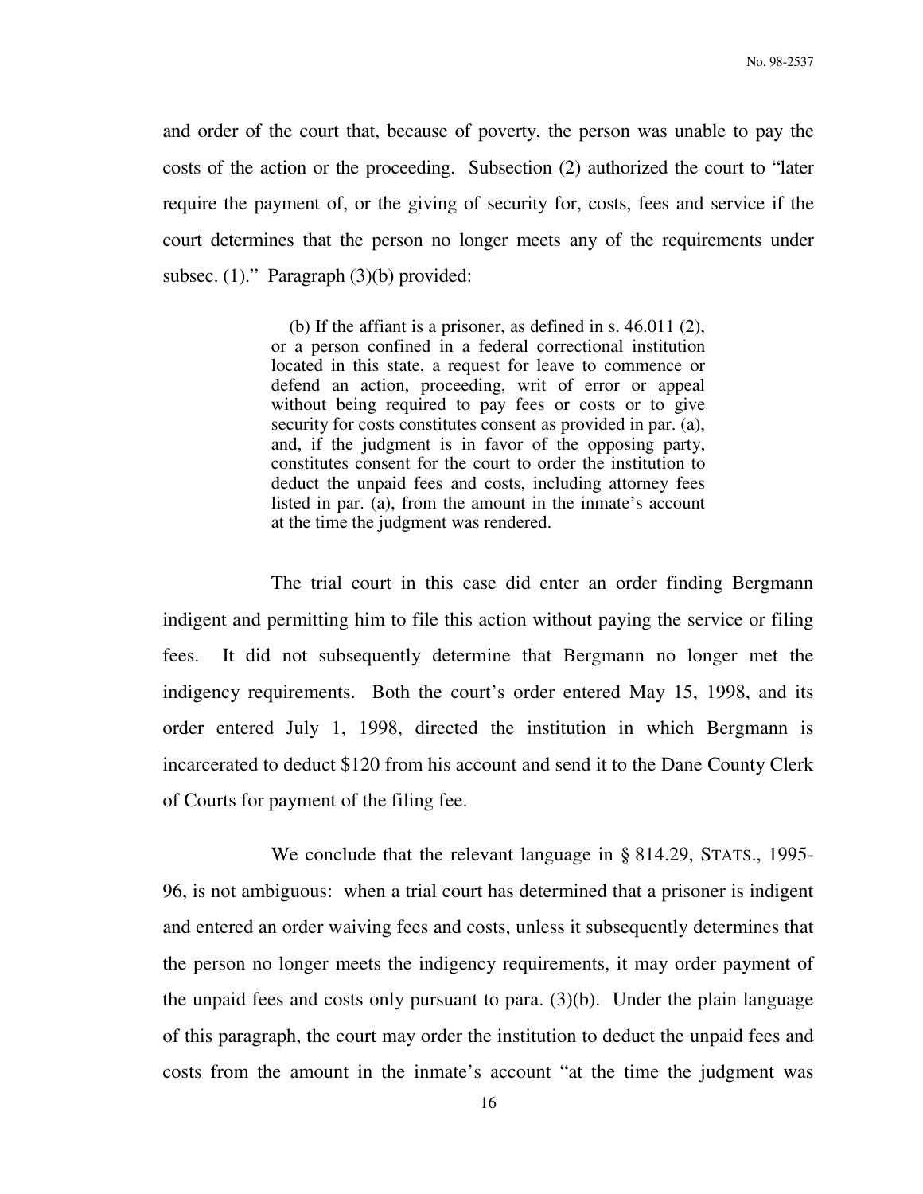and order of the court that, because of poverty, the person was unable to pay the costs of the action or the proceeding. Subsection (2) authorized the court to "later require the payment of, or the giving of security for, costs, fees and service if the court determines that the person no longer meets any of the requirements under subsec. (1)." Paragraph (3)(b) provided:

> (b) If the affiant is a prisoner, as defined in s. 46.011 (2), or a person confined in a federal correctional institution located in this state, a request for leave to commence or defend an action, proceeding, writ of error or appeal without being required to pay fees or costs or to give security for costs constitutes consent as provided in par. (a), and, if the judgment is in favor of the opposing party, constitutes consent for the court to order the institution to deduct the unpaid fees and costs, including attorney fees listed in par. (a), from the amount in the inmate's account at the time the judgment was rendered.

The trial court in this case did enter an order finding Bergmann indigent and permitting him to file this action without paying the service or filing fees. It did not subsequently determine that Bergmann no longer met the indigency requirements. Both the court's order entered May 15, 1998, and its order entered July 1, 1998, directed the institution in which Bergmann is incarcerated to deduct $120 from his account and send it to the Dane County Clerk of Courts for payment of the filing fee.

We conclude that the relevant language in § 814.29, STATS., 1995-96, is not ambiguous: when a trial court has determined that a prisoner is indigent and entered an order waiving fees and costs, unless it subsequently determines that the person no longer meets the indigency requirements, it may order payment of the unpaid fees and costs only pursuant to para. (3)(b). Under the plain language of this paragraph, the court may order the institution to deduct the unpaid fees and costs from the amount in the inmate's account "at the time the judgment was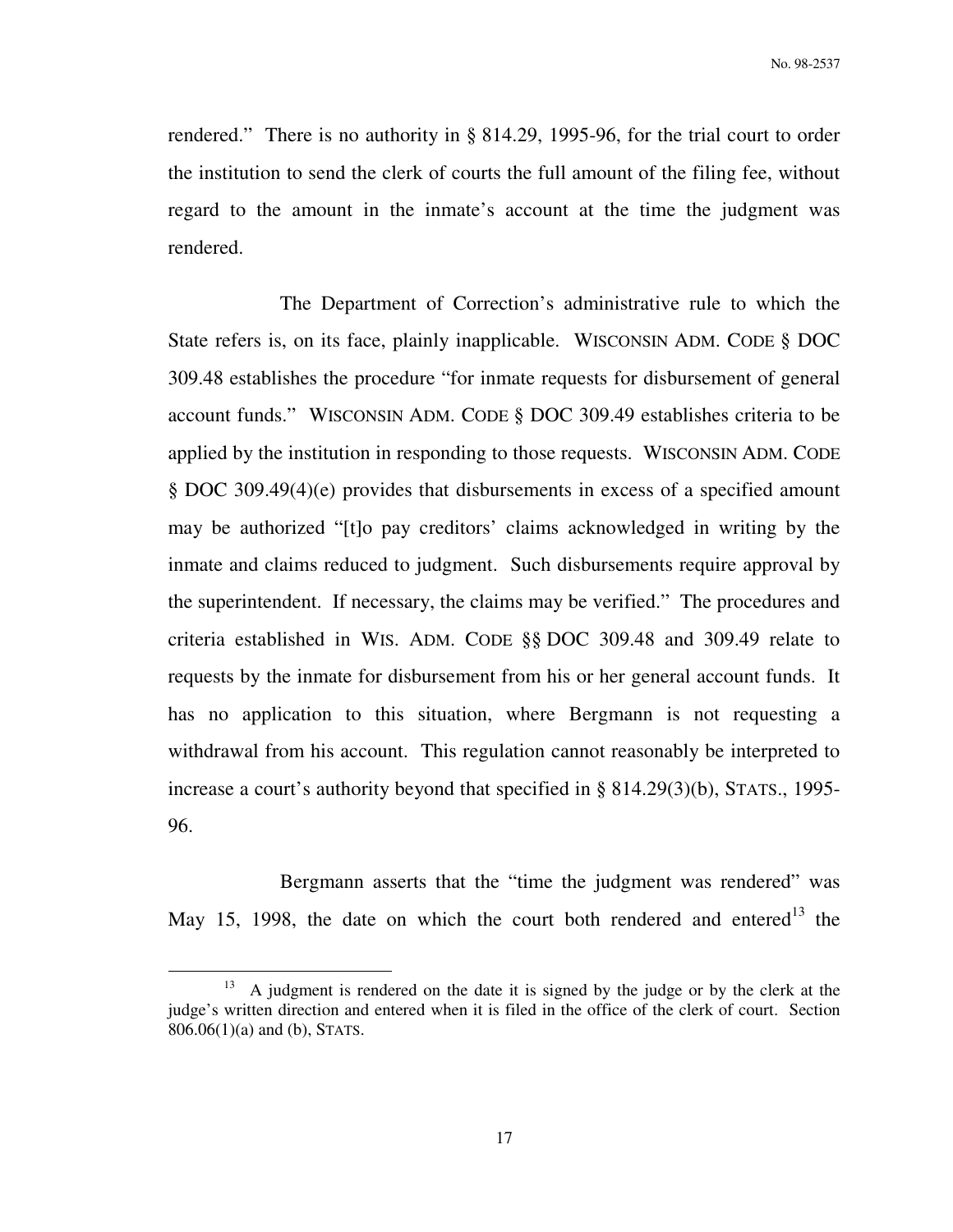rendered." There is no authority in § 814.29, 1995-96, for the trial court to order the institution to send the clerk of courts the full amount of the filing fee, without regard to the amount in the inmate's account at the time the judgment was rendered.

The Department of Correction's administrative rule to which the State refers is, on its face, plainly inapplicable. WISCONSIN ADM. CODE § DOC 309.48 establishes the procedure "for inmate requests for disbursement of general account funds." WISCONSIN ADM. CODE § DOC 309.49 establishes criteria to be applied by the institution in responding to those requests. WISCONSIN ADM. CODE § DOC 309.49(4)(e) provides that disbursements in excess of a specified amount may be authorized "[t]o pay creditors' claims acknowledged in writing by the inmate and claims reduced to judgment. Such disbursements require approval by the superintendent. If necessary, the claims may be verified." The procedures and criteria established in WIS. ADM. CODE §§ DOC 309.48 and 309.49 relate to requests by the inmate for disbursement from his or her general account funds. It has no application to this situation, where Bergmann is not requesting a withdrawal from his account. This regulation cannot reasonably be interpreted to increase a court's authority beyond that specified in § 814.29(3)(b), STATS., 1995-96.

Bergmann asserts that the "time the judgment was rendered" was May 15, 1998, the date on which the court both rendered and entered[13] the

---

[13] A judgment is rendered on the date it is signed by the judge or by the clerk at the judge's written direction and entered when it is filed in the office of the clerk of court. Section 806.06(1)(a) and (b), STATS.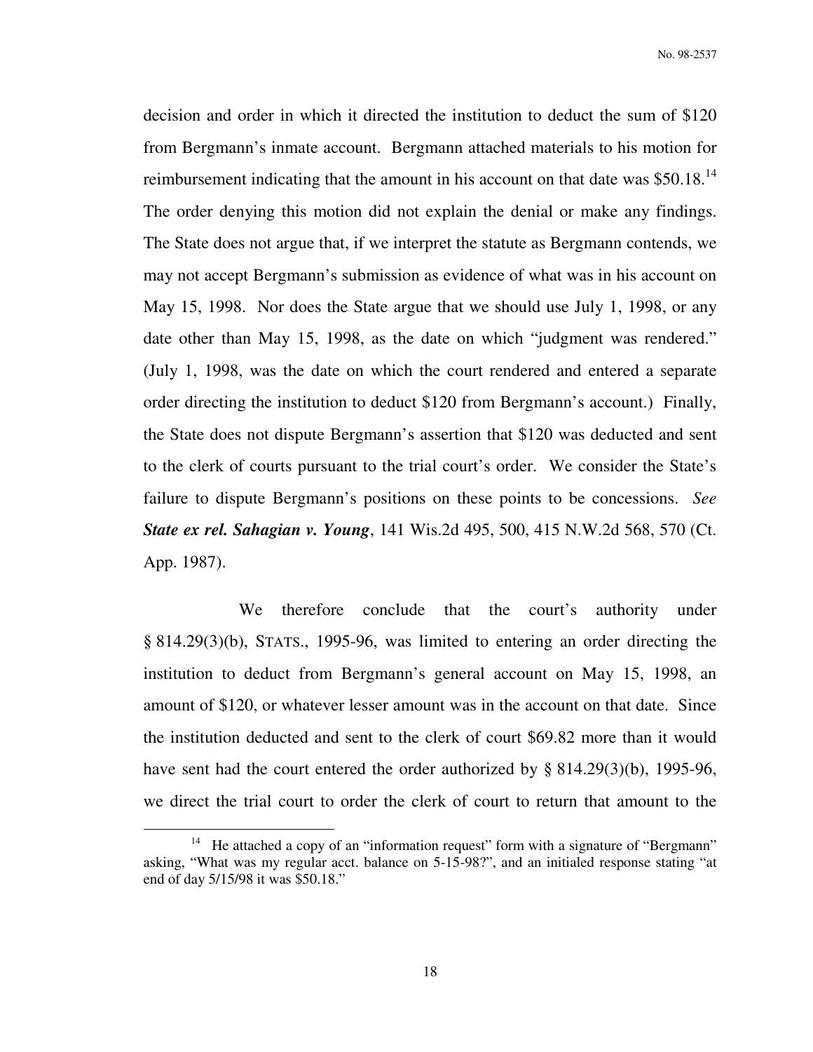decision and order in which it directed the institution to deduct the sum of $120 from Bergmann's inmate account. Bergmann attached materials to his motion for reimbursement indicating that the amount in his account on that date was $50.18.[14] The order denying this motion did not explain the denial or make any findings. The State does not argue that, if we interpret the statute as Bergmann contends, we may not accept Bergmann's submission as evidence of what was in his account on May 15, 1998. Nor does the State argue that we should use July 1, 1998, or any date other than May 15, 1998, as the date on which "judgment was rendered." (July 1, 1998, was the date on which the court rendered and entered a separate order directing the institution to deduct $120 from Bergmann's account.) Finally, the State does not dispute Bergmann's assertion that $120 was deducted and sent to the clerk of courts pursuant to the trial court's order. We consider the State's failure to dispute Bergmann's positions on these points to be concessions. *See* ***State ex rel. Sahagian v. Young***, 141 Wis.2d 495, 500, 415 N.W.2d 568, 570 (Ct. App. 1987).

We therefore conclude that the court's authority under § 814.29(3)(b), STATS., 1995-96, was limited to entering an order directing the institution to deduct from Bergmann's general account on May 15, 1998, an amount of $120, or whatever lesser amount was in the account on that date. Since the institution deducted and sent to the clerk of court $69.82 more than it would have sent had the court entered the order authorized by § 814.29(3)(b), 1995-96, we direct the trial court to order the clerk of court to return that amount to the

---

[14] He attached a copy of an "information request" form with a signature of "Bergmann" asking, "What was my regular acct. balance on 5-15-98?", and an initialed response stating "at end of day 5/15/98 it was $50.18."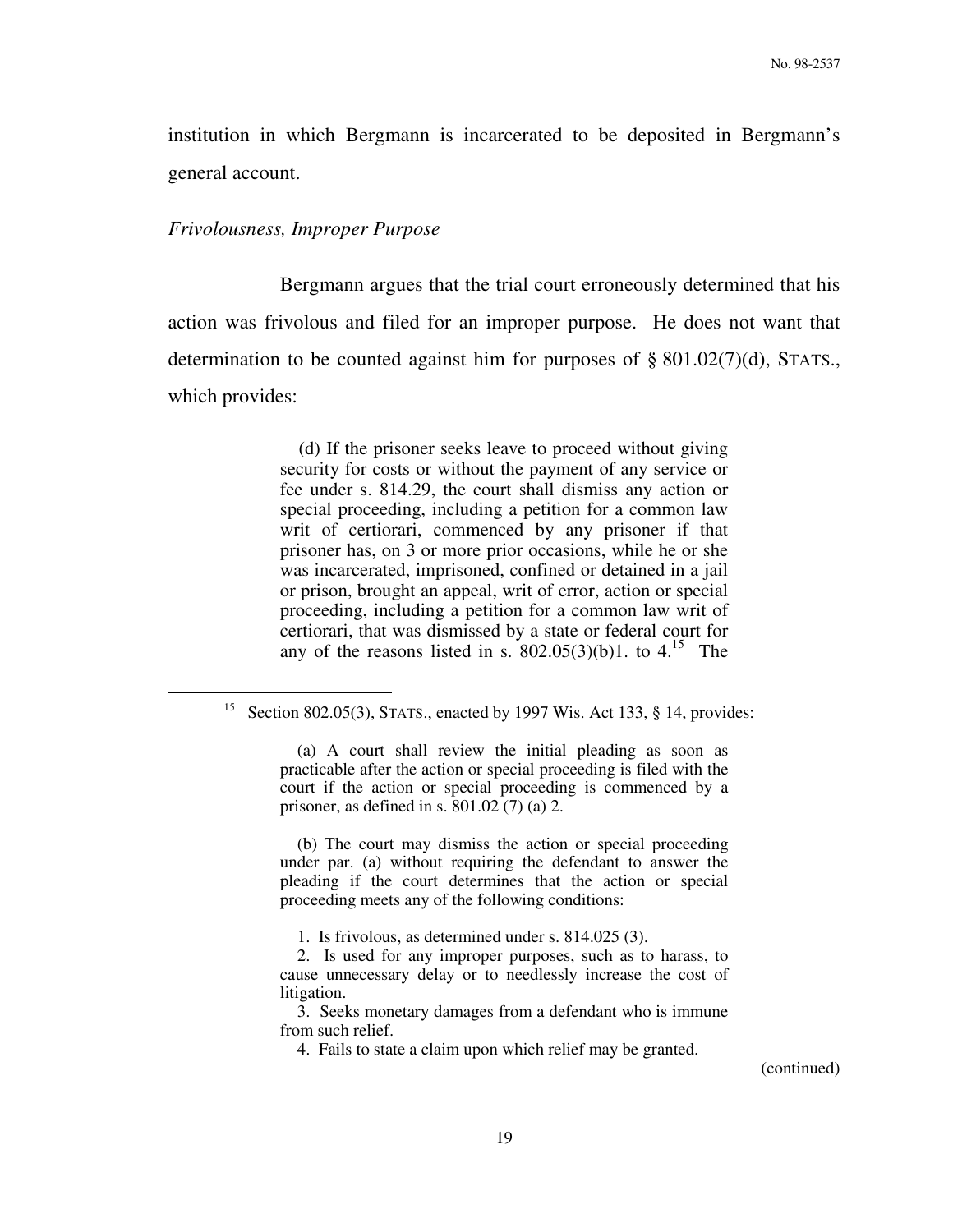institution in which Bergmann is incarcerated to be deposited in Bergmann's general account.

*Frivolousness, Improper Purpose*

Bergmann argues that the trial court erroneously determined that his action was frivolous and filed for an improper purpose. He does not want that determination to be counted against him for purposes of § 801.02(7)(d), STATS., which provides:

> (d) If the prisoner seeks leave to proceed without giving security for costs or without the payment of any service or fee under s. 814.29, the court shall dismiss any action or special proceeding, including a petition for a common law writ of certiorari, commenced by any prisoner if that prisoner has, on 3 or more prior occasions, while he or she was incarcerated, imprisoned, confined or detained in a jail or prison, brought an appeal, writ of error, action or special proceeding, including a petition for a common law writ of certiorari, that was dismissed by a state or federal court for any of the reasons listed in s. 802.05(3)(b)1. to 4.[15] The

---

[15] Section 802.05(3), STATS., enacted by 1997 Wis. Act 133, § 14, provides:

> (a) A court shall review the initial pleading as soon as practicable after the action or special proceeding is filed with the court if the action or special proceeding is commenced by a prisoner, as defined in s. 801.02 (7) (a) 2.
>
> (b) The court may dismiss the action or special proceeding under par. (a) without requiring the defendant to answer the pleading if the court determines that the action or special proceeding meets any of the following conditions:
>
> 1. Is frivolous, as determined under s. 814.025 (3).
> 2. Is used for any improper purposes, such as to harass, to cause unnecessary delay or to needlessly increase the cost of litigation.
> 3. Seeks monetary damages from a defendant who is immune from such relief.
> 4. Fails to state a claim upon which relief may be granted.

(continued)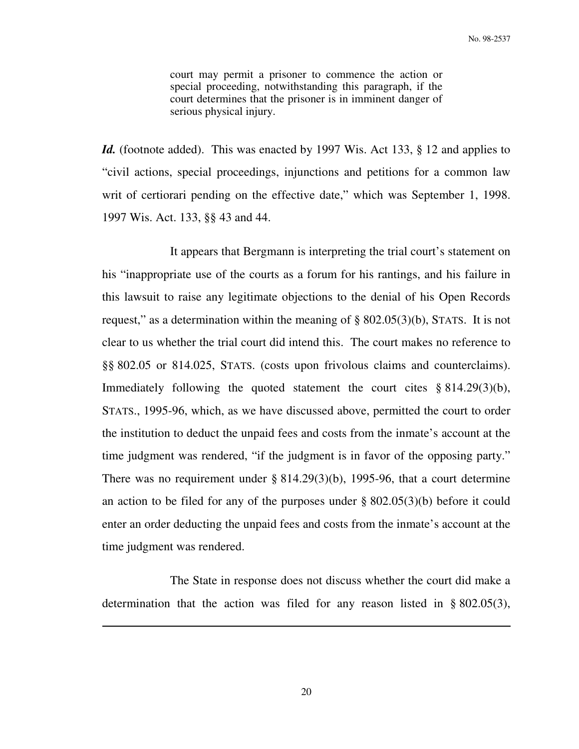> court may permit a prisoner to commence the action or special proceeding, notwithstanding this paragraph, if the court determines that the prisoner is in imminent danger of serious physical injury.

***Id.*** (footnote added). This was enacted by 1997 Wis. Act 133, § 12 and applies to "civil actions, special proceedings, injunctions and petitions for a common law writ of certiorari pending on the effective date," which was September 1, 1998. 1997 Wis. Act. 133, §§ 43 and 44.

It appears that Bergmann is interpreting the trial court's statement on his "inappropriate use of the courts as a forum for his rantings, and his failure in this lawsuit to raise any legitimate objections to the denial of his Open Records request," as a determination within the meaning of § 802.05(3)(b), STATS. It is not clear to us whether the trial court did intend this. The court makes no reference to §§ 802.05 or 814.025, STATS. (costs upon frivolous claims and counterclaims). Immediately following the quoted statement the court cites § 814.29(3)(b), STATS., 1995-96, which, as we have discussed above, permitted the court to order the institution to deduct the unpaid fees and costs from the inmate's account at the time judgment was rendered, "if the judgment is in favor of the opposing party." There was no requirement under § 814.29(3)(b), 1995-96, that a court determine an action to be filed for any of the purposes under § 802.05(3)(b) before it could enter an order deducting the unpaid fees and costs from the inmate's account at the time judgment was rendered.

The State in response does not discuss whether the court did make a determination that the action was filed for any reason listed in § 802.05(3),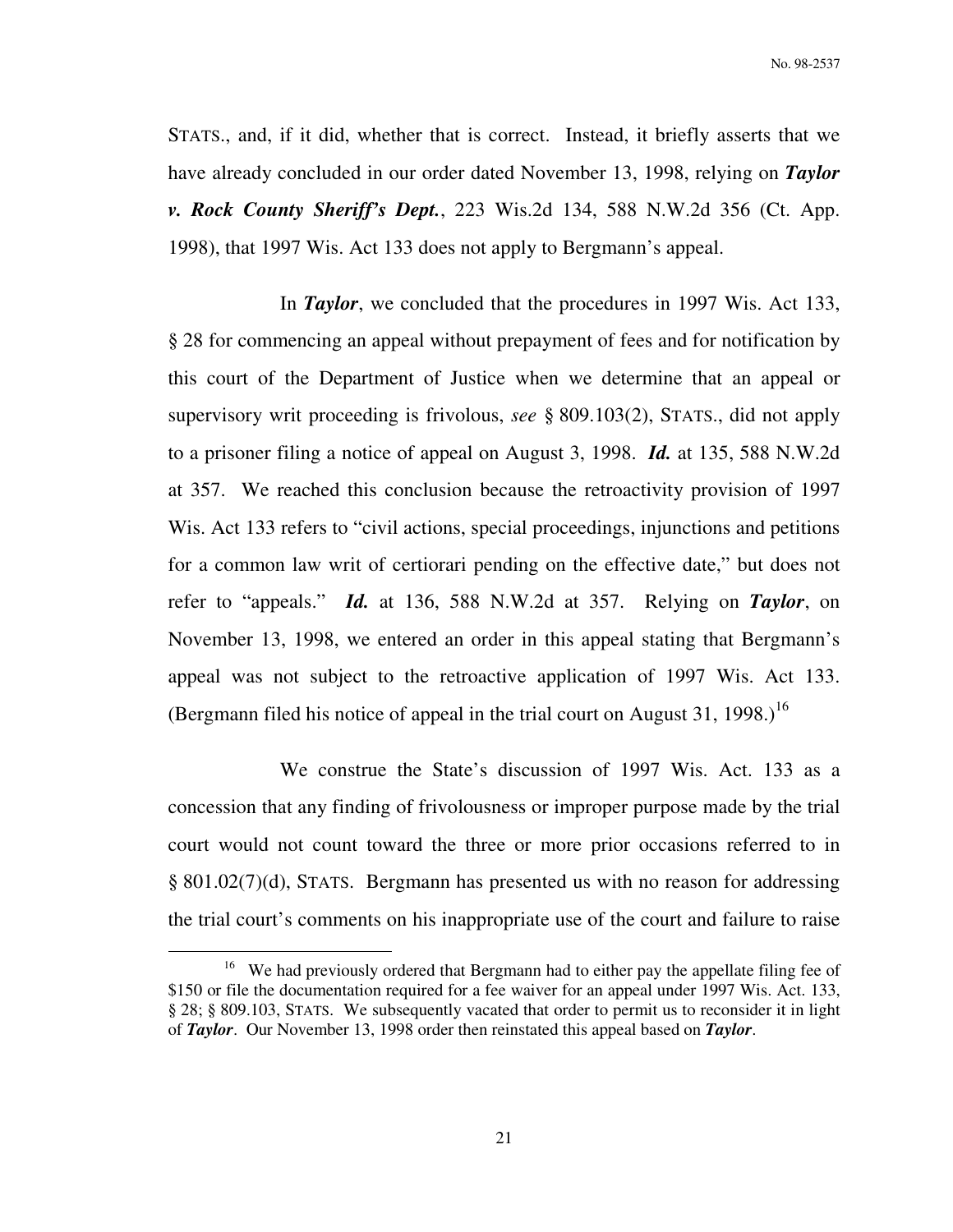STATS., and, if it did, whether that is correct. Instead, it briefly asserts that we have already concluded in our order dated November 13, 1998, relying on ***Taylor v. Rock County Sheriff's Dept.***, 223 Wis.2d 134, 588 N.W.2d 356 (Ct. App. 1998), that 1997 Wis. Act 133 does not apply to Bergmann's appeal.

In ***Taylor***, we concluded that the procedures in 1997 Wis. Act 133, § 28 for commencing an appeal without prepayment of fees and for notification by this court of the Department of Justice when we determine that an appeal or supervisory writ proceeding is frivolous, *see* § 809.103(2), STATS., did not apply to a prisoner filing a notice of appeal on August 3, 1998. ***Id.*** at 135, 588 N.W.2d at 357. We reached this conclusion because the retroactivity provision of 1997 Wis. Act 133 refers to "civil actions, special proceedings, injunctions and petitions for a common law writ of certiorari pending on the effective date," but does not refer to "appeals." ***Id.*** at 136, 588 N.W.2d at 357. Relying on ***Taylor***, on November 13, 1998, we entered an order in this appeal stating that Bergmann's appeal was not subject to the retroactive application of 1997 Wis. Act 133. (Bergmann filed his notice of appeal in the trial court on August 31, 1998.)[16]

We construe the State's discussion of 1997 Wis. Act. 133 as a concession that any finding of frivolousness or improper purpose made by the trial court would not count toward the three or more prior occasions referred to in § 801.02(7)(d), STATS. Bergmann has presented us with no reason for addressing the trial court's comments on his inappropriate use of the court and failure to raise

---

[16] We had previously ordered that Bergmann had to either pay the appellate filing fee of $150 or file the documentation required for a fee waiver for an appeal under 1997 Wis. Act 133, § 28; § 809.103, STATS. We subsequently vacated that order to permit us to reconsider it in light of ***Taylor***. Our November 13, 1998 order then reinstated this appeal based on ***Taylor***.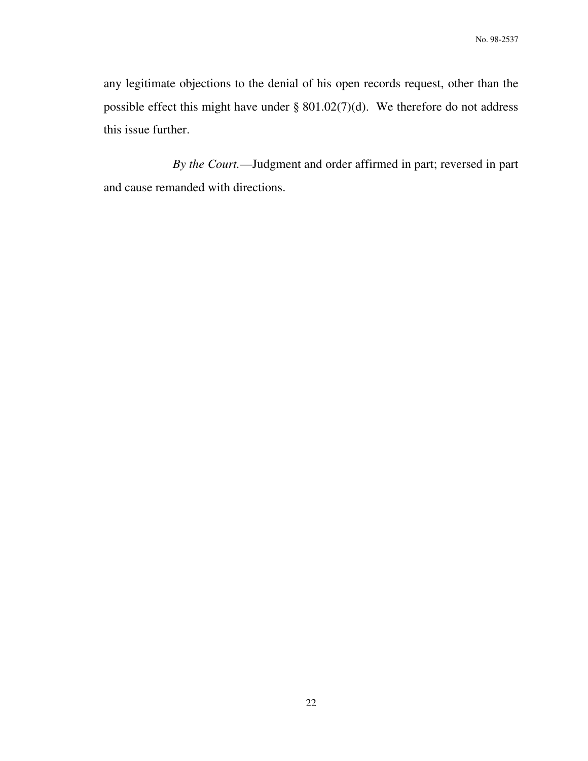any legitimate objections to the denial of his open records request, other than the possible effect this might have under § 801.02(7)(d). We therefore do not address this issue further.

*By the Court.*—Judgment and order affirmed in part; reversed in part and cause remanded with directions.